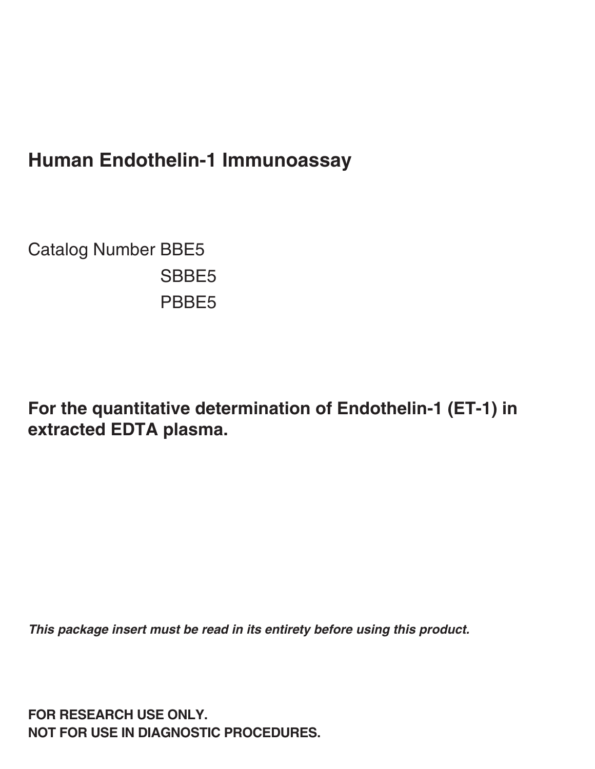# Human Endothelin-1 Immunoassay

Catalog Number BBE5
SBBE5
PBBE5

**For the quantitative determination of Endothelin-1 (ET-1) in extracted EDTA plasma.**

***This package insert must be read in its entirety before using this product.***

**FOR RESEARCH USE ONLY.**
**NOT FOR USE IN DIAGNOSTIC PROCEDURES.**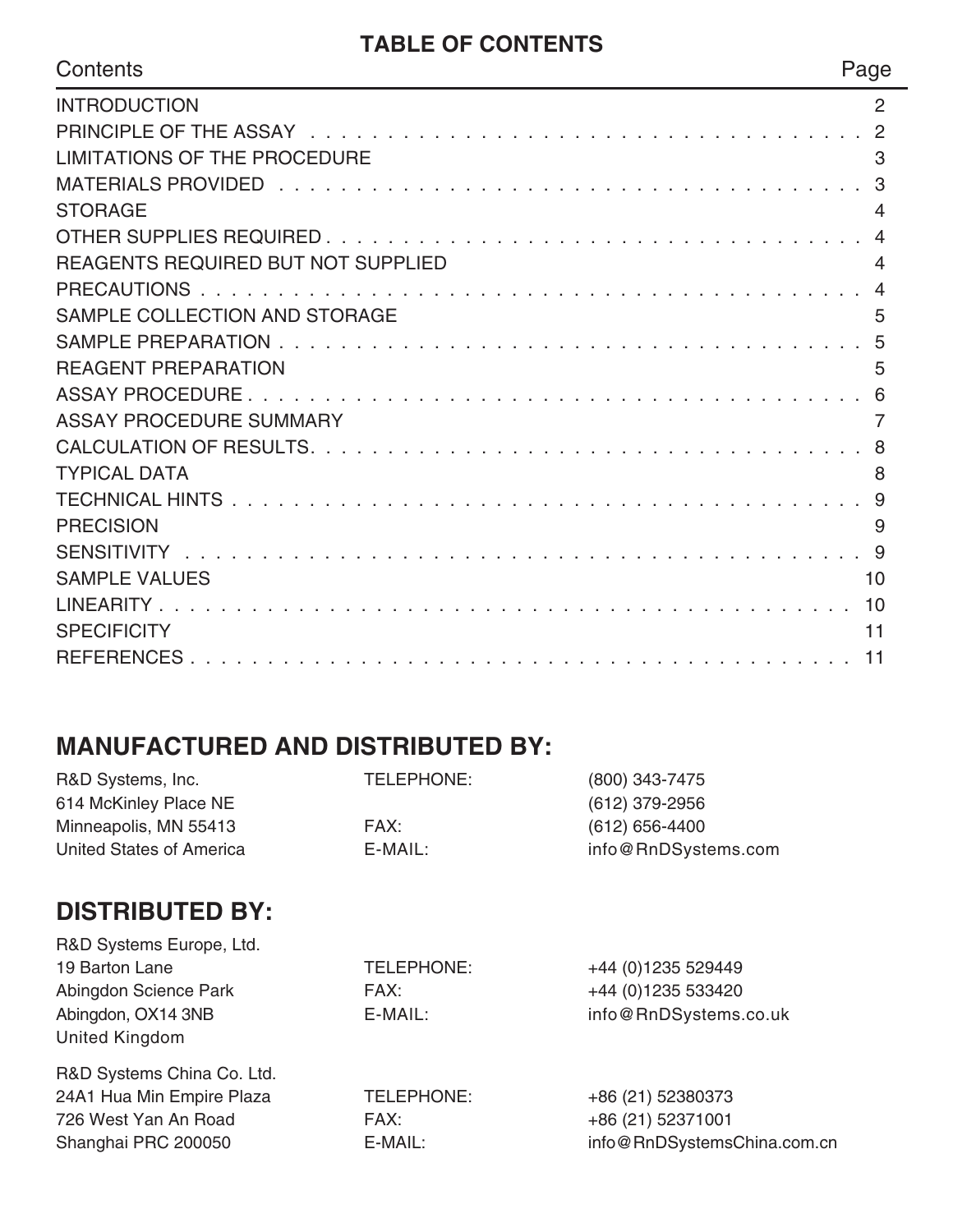## TABLE OF CONTENTS

| Contents | Page |
|---|---|
| INTRODUCTION | 2 |
| PRINCIPLE OF THE ASSAY | 2 |
| LIMITATIONS OF THE PROCEDURE | 3 |
| MATERIALS PROVIDED | 3 |
| STORAGE | 4 |
| OTHER SUPPLIES REQUIRED | 4 |
| REAGENTS REQUIRED BUT NOT SUPPLIED | 4 |
| PRECAUTIONS | 4 |
| SAMPLE COLLECTION AND STORAGE | 5 |
| SAMPLE PREPARATION | 5 |
| REAGENT PREPARATION | 5 |
| ASSAY PROCEDURE | 6 |
| ASSAY PROCEDURE SUMMARY | 7 |
| CALCULATION OF RESULTS | 8 |
| TYPICAL DATA | 8 |
| TECHNICAL HINTS | 9 |
| PRECISION | 9 |
| SENSITIVITY | 9 |
| SAMPLE VALUES | 10 |
| LINEARITY | 10 |
| SPECIFICITY | 11 |
| REFERENCES | 11 |

## MANUFACTURED AND DISTRIBUTED BY:

R&D Systems, Inc.
614 McKinley Place NE
Minneapolis, MN 55413
United States of America

TELEPHONE: (800) 343-7475
(612) 379-2956
FAX: (612) 656-4400
E-MAIL: info@RnDSystems.com

## DISTRIBUTED BY:

R&D Systems Europe, Ltd.
19 Barton Lane
Abingdon Science Park
Abingdon, OX14 3NB
United Kingdom

TELEPHONE: +44 (0)1235 529449
FAX: +44 (0)1235 533420
E-MAIL: info@RnDSystems.co.uk

R&D Systems China Co. Ltd.
24A1 Hua Min Empire Plaza
726 West Yan An Road
Shanghai PRC 200050

TELEPHONE: +86 (21) 52380373
FAX: +86 (21) 52371001
E-MAIL: info@RnDSystemsChina.com.cn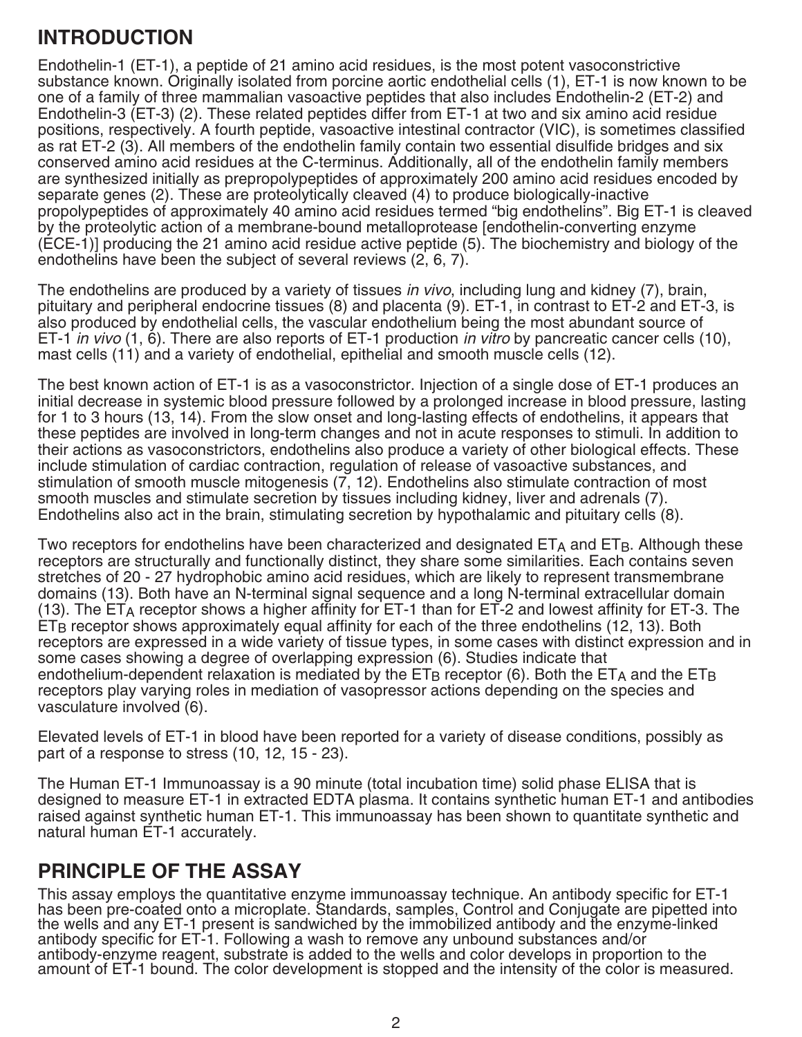## INTRODUCTION

Endothelin-1 (ET-1), a peptide of 21 amino acid residues, is the most potent vasoconstrictive substance known. Originally isolated from porcine aortic endothelial cells (1), ET-1 is now known to be one of a family of three mammalian vasoactive peptides that also includes Endothelin-2 (ET-2) and Endothelin-3 (ET-3) (2). These related peptides differ from ET-1 at two and six amino acid residue positions, respectively. A fourth peptide, vasoactive intestinal contractor (VIC), is sometimes classified as rat ET-2 (3). All members of the endothelin family contain two essential disulfide bridges and six conserved amino acid residues at the C-terminus. Additionally, all of the endothelin family members are synthesized initially as prepropolypeptides of approximately 200 amino acid residues encoded by separate genes (2). These are proteolytically cleaved (4) to produce biologically-inactive propolypeptides of approximately 40 amino acid residues termed "big endothelins". Big ET-1 is cleaved by the proteolytic action of a membrane-bound metalloprotease [endothelin-converting enzyme (ECE-1)] producing the 21 amino acid residue active peptide (5). The biochemistry and biology of the endothelins have been the subject of several reviews (2, 6, 7).

The endothelins are produced by a variety of tissues *in vivo*, including lung and kidney (7), brain, pituitary and peripheral endocrine tissues (8) and placenta (9). ET-1, in contrast to ET-2 and ET-3, is also produced by endothelial cells, the vascular endothelium being the most abundant source of ET-1 *in vivo* (1, 6). There are also reports of ET-1 production *in vitro* by pancreatic cancer cells (10), mast cells (11) and a variety of endothelial, epithelial and smooth muscle cells (12).

The best known action of ET-1 is as a vasoconstrictor. Injection of a single dose of ET-1 produces an initial decrease in systemic blood pressure followed by a prolonged increase in blood pressure, lasting for 1 to 3 hours (13, 14). From the slow onset and long-lasting effects of endothelins, it appears that these peptides are involved in long-term changes and not in acute responses to stimuli. In addition to their actions as vasoconstrictors, endothelins also produce a variety of other biological effects. These include stimulation of cardiac contraction, regulation of release of vasoactive substances, and stimulation of smooth muscle mitogenesis (7, 12). Endothelins also stimulate contraction of most smooth muscles and stimulate secretion by tissues including kidney, liver and adrenals (7). Endothelins also act in the brain, stimulating secretion by hypothalamic and pituitary cells (8).

Two receptors for endothelins have been characterized and designated $ET_A$ and $ET_B$. Although these receptors are structurally and functionally distinct, they share some similarities. Each contains seven stretches of 20 - 27 hydrophobic amino acid residues, which are likely to represent transmembrane domains (13). Both have an N-terminal signal sequence and a long N-terminal extracellular domain (13). The $ET_A$ receptor shows a higher affinity for ET-1 than for ET-2 and lowest affinity for ET-3. The $ET_B$ receptor shows approximately equal affinity for each of the three endothelins (12, 13). Both receptors are expressed in a wide variety of tissue types, in some cases with distinct expression and in some cases showing a degree of overlapping expression (6). Studies indicate that endothelium-dependent relaxation is mediated by the $ET_B$ receptor (6). Both the $ET_A$ and the $ET_B$ receptors play varying roles in mediation of vasopressor actions depending on the species and vasculature involved (6).

Elevated levels of ET-1 in blood have been reported for a variety of disease conditions, possibly as part of a response to stress (10, 12, 15 - 23).

The Human ET-1 Immunoassay is a 90 minute (total incubation time) solid phase ELISA that is designed to measure ET-1 in extracted EDTA plasma. It contains synthetic human ET-1 and antibodies raised against synthetic human ET-1. This immunoassay has been shown to quantitate synthetic and natural human ET-1 accurately.

## PRINCIPLE OF THE ASSAY

This assay employs the quantitative enzyme immunoassay technique. An antibody specific for ET-1 has been pre-coated onto a microplate. Standards, samples, Control and Conjugate are pipetted into the wells and any ET-1 present is sandwiched by the immobilized antibody and the enzyme-linked antibody specific for ET-1. Following a wash to remove any unbound substances and/or antibody-enzyme reagent, substrate is added to the wells and color develops in proportion to the amount of ET-1 bound. The color development is stopped and the intensity of the color is measured.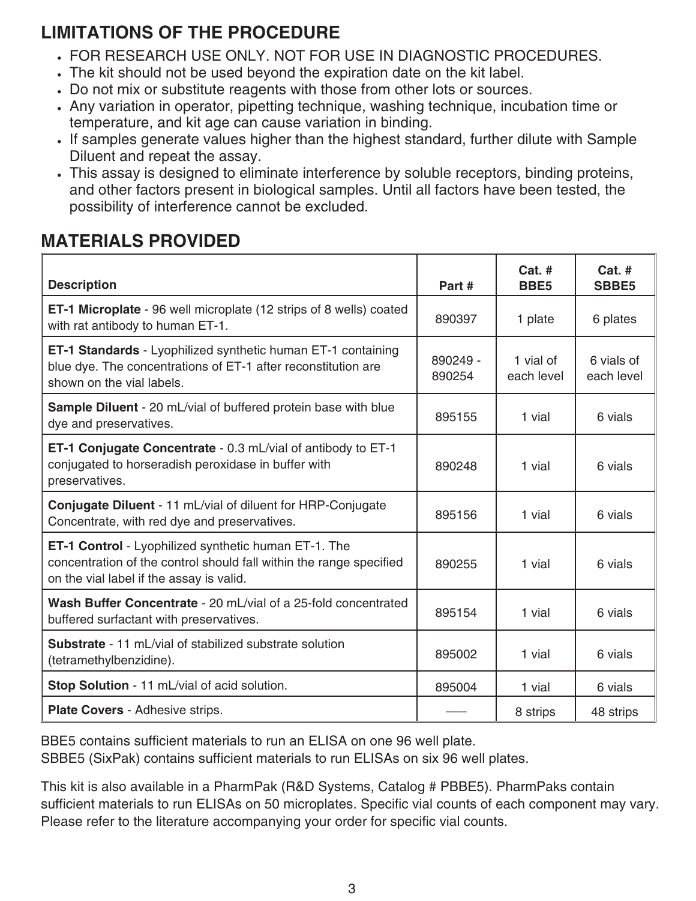## LIMITATIONS OF THE PROCEDURE

- FOR RESEARCH USE ONLY. NOT FOR USE IN DIAGNOSTIC PROCEDURES.
- The kit should not be used beyond the expiration date on the kit label.
- Do not mix or substitute reagents with those from other lots or sources.
- Any variation in operator, pipetting technique, washing technique, incubation time or temperature, and kit age can cause variation in binding.
- If samples generate values higher than the highest standard, further dilute with Sample Diluent and repeat the assay.
- This assay is designed to eliminate interference by soluble receptors, binding proteins, and other factors present in biological samples. Until all factors have been tested, the possibility of interference cannot be excluded.

## MATERIALS PROVIDED

| Description | Part # | Cat. # BBE5 | Cat. # SBBE5 |
|---|---|---|---|
| **ET-1 Microplate** - 96 well microplate (12 strips of 8 wells) coated with rat antibody to human ET-1. | 890397 | 1 plate | 6 plates |
| **ET-1 Standards** - Lyophilized synthetic human ET-1 containing blue dye. The concentrations of ET-1 after reconstitution are shown on the vial labels. | 890249 - 890254 | 1 vial of each level | 6 vials of each level |
| **Sample Diluent** - 20 mL/vial of buffered protein base with blue dye and preservatives. | 895155 | 1 vial | 6 vials |
| **ET-1 Conjugate Concentrate** - 0.3 mL/vial of antibody to ET-1 conjugated to horseradish peroxidase in buffer with preservatives. | 890248 | 1 vial | 6 vials |
| **Conjugate Diluent** - 11 mL/vial of diluent for HRP-Conjugate Concentrate, with red dye and preservatives. | 895156 | 1 vial | 6 vials |
| **ET-1 Control** - Lyophilized synthetic human ET-1. The concentration of the control should fall within the range specified on the vial label if the assay is valid. | 890255 | 1 vial | 6 vials |
| **Wash Buffer Concentrate** - 20 mL/vial of a 25-fold concentrated buffered surfactant with preservatives. | 895154 | 1 vial | 6 vials |
| **Substrate** - 11 mL/vial of stabilized substrate solution (tetramethylbenzidine). | 895002 | 1 vial | 6 vials |
| **Stop Solution** - 11 mL/vial of acid solution. | 895004 | 1 vial | 6 vials |
| **Plate Covers** - Adhesive strips. | — | 8 strips | 48 strips |

BBE5 contains sufficient materials to run an ELISA on one 96 well plate.
SBBE5 (SixPak) contains sufficient materials to run ELISAs on six 96 well plates.

This kit is also available in a PharmPak (R&D Systems, Catalog # PBBE5). PharmPaks contain sufficient materials to run ELISAs on 50 microplates. Specific vial counts of each component may vary. Please refer to the literature accompanying your order for specific vial counts.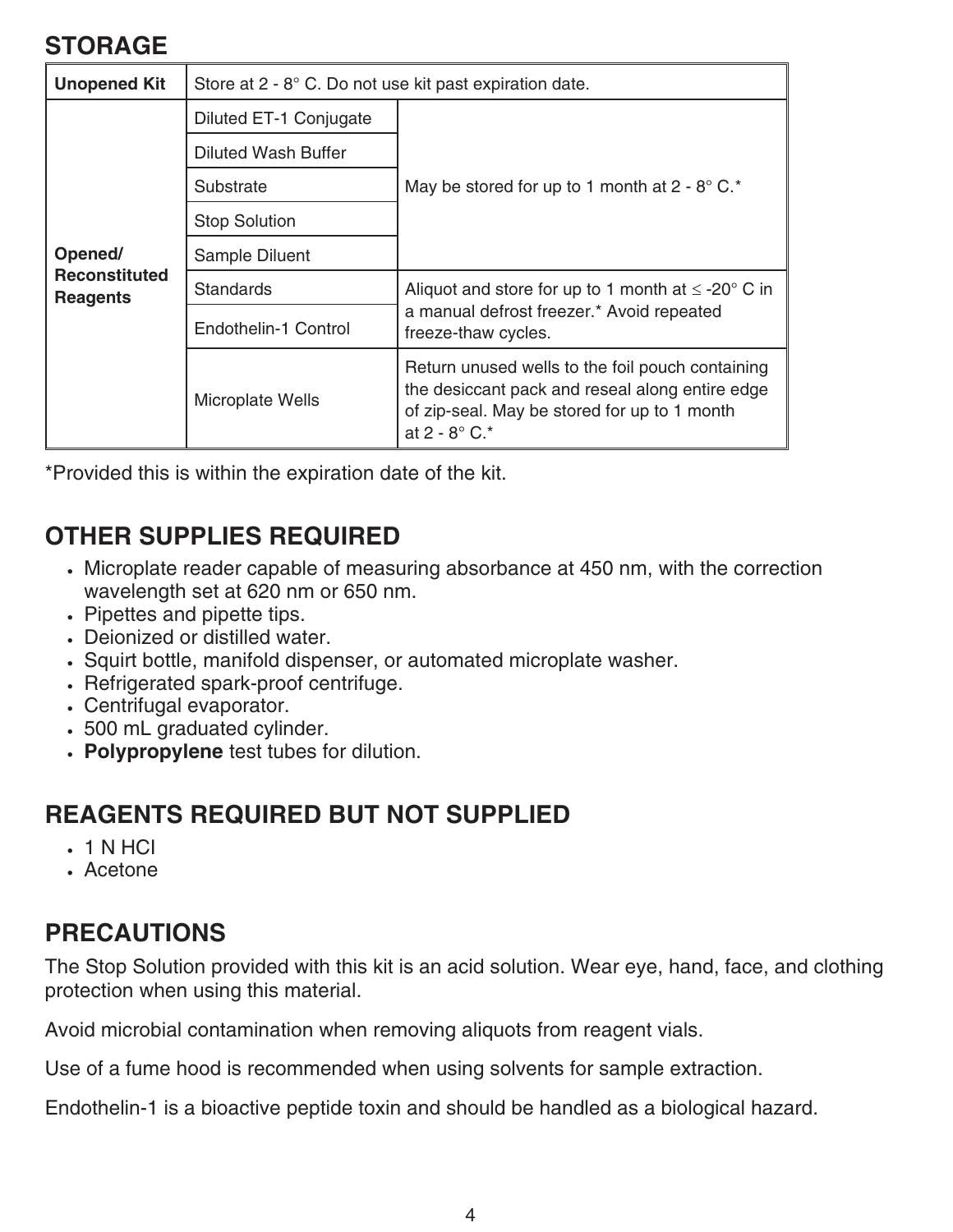## STORAGE

| Unopened Kit | Store at 2 - 8° C. Do not use kit past expiration date. | |
|---|---|---|
| Opened/ Reconstituted Reagents | Diluted ET-1 Conjugate | May be stored for up to 1 month at 2 - 8° C.* |
| | Diluted Wash Buffer | |
| | Substrate | |
| | Stop Solution | |
| | Sample Diluent | |
| | Standards | Aliquot and store for up to 1 month at ≤ -20° C in a manual defrost freezer.* Avoid repeated freeze-thaw cycles. |
| | Endothelin-1 Control | |
| | Microplate Wells | Return unused wells to the foil pouch containing the desiccant pack and reseal along entire edge of zip-seal. May be stored for up to 1 month at 2 - 8° C.* |

*Provided this is within the expiration date of the kit.

## OTHER SUPPLIES REQUIRED

- Microplate reader capable of measuring absorbance at 450 nm, with the correction wavelength set at 620 nm or 650 nm.
- Pipettes and pipette tips.
- Deionized or distilled water.
- Squirt bottle, manifold dispenser, or automated microplate washer.
- Refrigerated spark-proof centrifuge.
- Centrifugal evaporator.
- 500 mL graduated cylinder.
- **Polypropylene** test tubes for dilution.

## REAGENTS REQUIRED BUT NOT SUPPLIED

- 1 N HCl
- Acetone

## PRECAUTIONS

The Stop Solution provided with this kit is an acid solution. Wear eye, hand, face, and clothing protection when using this material.

Avoid microbial contamination when removing aliquots from reagent vials.

Use of a fume hood is recommended when using solvents for sample extraction.

Endothelin-1 is a bioactive peptide toxin and should be handled as a biological hazard.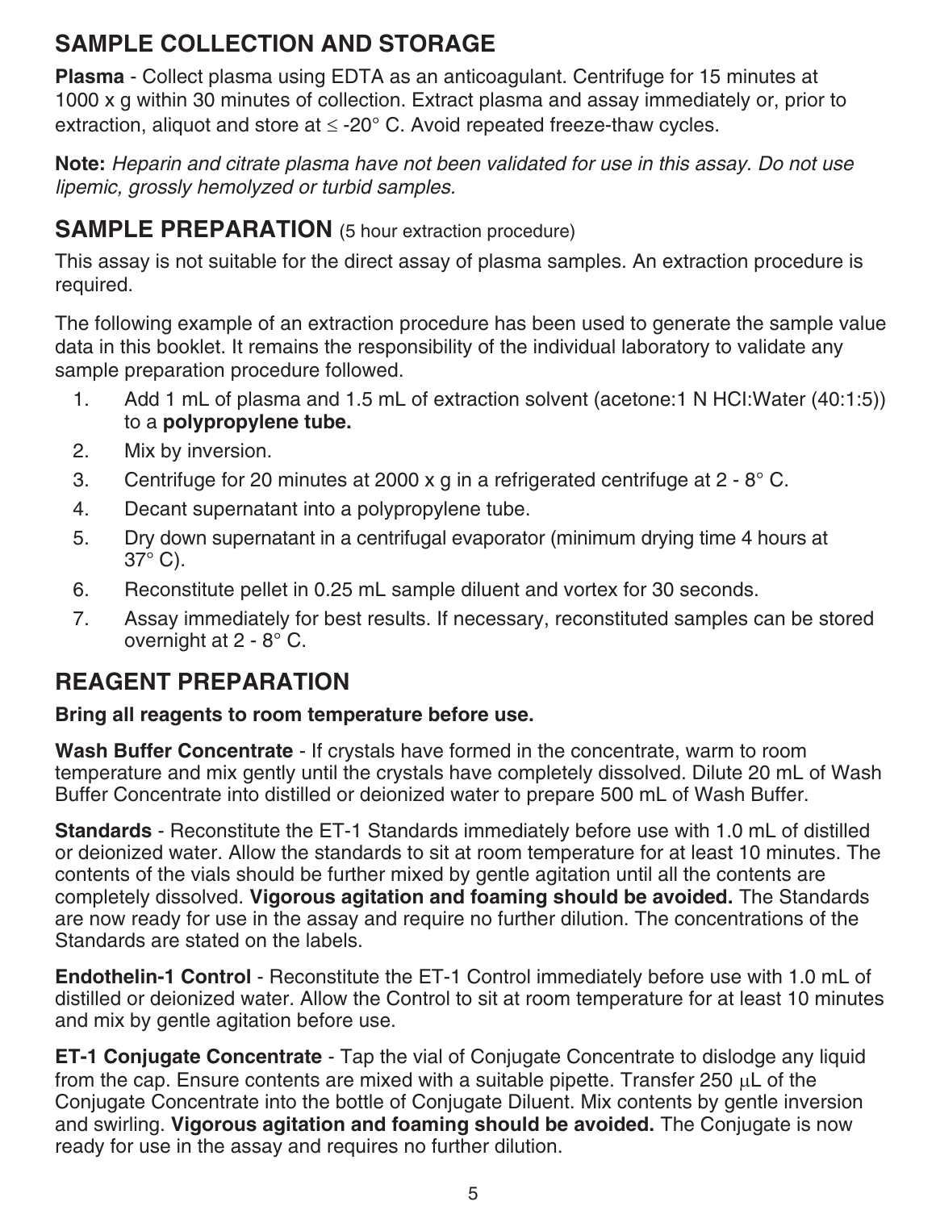## SAMPLE COLLECTION AND STORAGE

**Plasma** - Collect plasma using EDTA as an anticoagulant. Centrifuge for 15 minutes at 1000 x g within 30 minutes of collection. Extract plasma and assay immediately or, prior to extraction, aliquot and store at ≤ -20° C. Avoid repeated freeze-thaw cycles.

**Note:** *Heparin and citrate plasma have not been validated for use in this assay. Do not use lipemic, grossly hemolyzed or turbid samples.*

## SAMPLE PREPARATION (5 hour extraction procedure)

This assay is not suitable for the direct assay of plasma samples. An extraction procedure is required.

The following example of an extraction procedure has been used to generate the sample value data in this booklet. It remains the responsibility of the individual laboratory to validate any sample preparation procedure followed.

1. Add 1 mL of plasma and 1.5 mL of extraction solvent (acetone:1 N HCl:Water (40:1:5)) to a **polypropylene tube.**
2. Mix by inversion.
3. Centrifuge for 20 minutes at 2000 x g in a refrigerated centrifuge at 2 - 8° C.
4. Decant supernatant into a polypropylene tube.
5. Dry down supernatant in a centrifugal evaporator (minimum drying time 4 hours at 37° C).
6. Reconstitute pellet in 0.25 mL sample diluent and vortex for 30 seconds.
7. Assay immediately for best results. If necessary, reconstituted samples can be stored overnight at 2 - 8° C.

## REAGENT PREPARATION

**Bring all reagents to room temperature before use.**

**Wash Buffer Concentrate** - If crystals have formed in the concentrate, warm to room temperature and mix gently until the crystals have completely dissolved. Dilute 20 mL of Wash Buffer Concentrate into distilled or deionized water to prepare 500 mL of Wash Buffer.

**Standards** - Reconstitute the ET-1 Standards immediately before use with 1.0 mL of distilled or deionized water. Allow the standards to sit at room temperature for at least 10 minutes. The contents of the vials should be further mixed by gentle agitation until all the contents are completely dissolved. **Vigorous agitation and foaming should be avoided.** The Standards are now ready for use in the assay and require no further dilution. The concentrations of the Standards are stated on the labels.

**Endothelin-1 Control** - Reconstitute the ET-1 Control immediately before use with 1.0 mL of distilled or deionized water. Allow the Control to sit at room temperature for at least 10 minutes and mix by gentle agitation before use.

**ET-1 Conjugate Concentrate** - Tap the vial of Conjugate Concentrate to dislodge any liquid from the cap. Ensure contents are mixed with a suitable pipette. Transfer 250 μL of the Conjugate Concentrate into the bottle of Conjugate Diluent. Mix contents by gentle inversion and swirling. **Vigorous agitation and foaming should be avoided.** The Conjugate is now ready for use in the assay and requires no further dilution.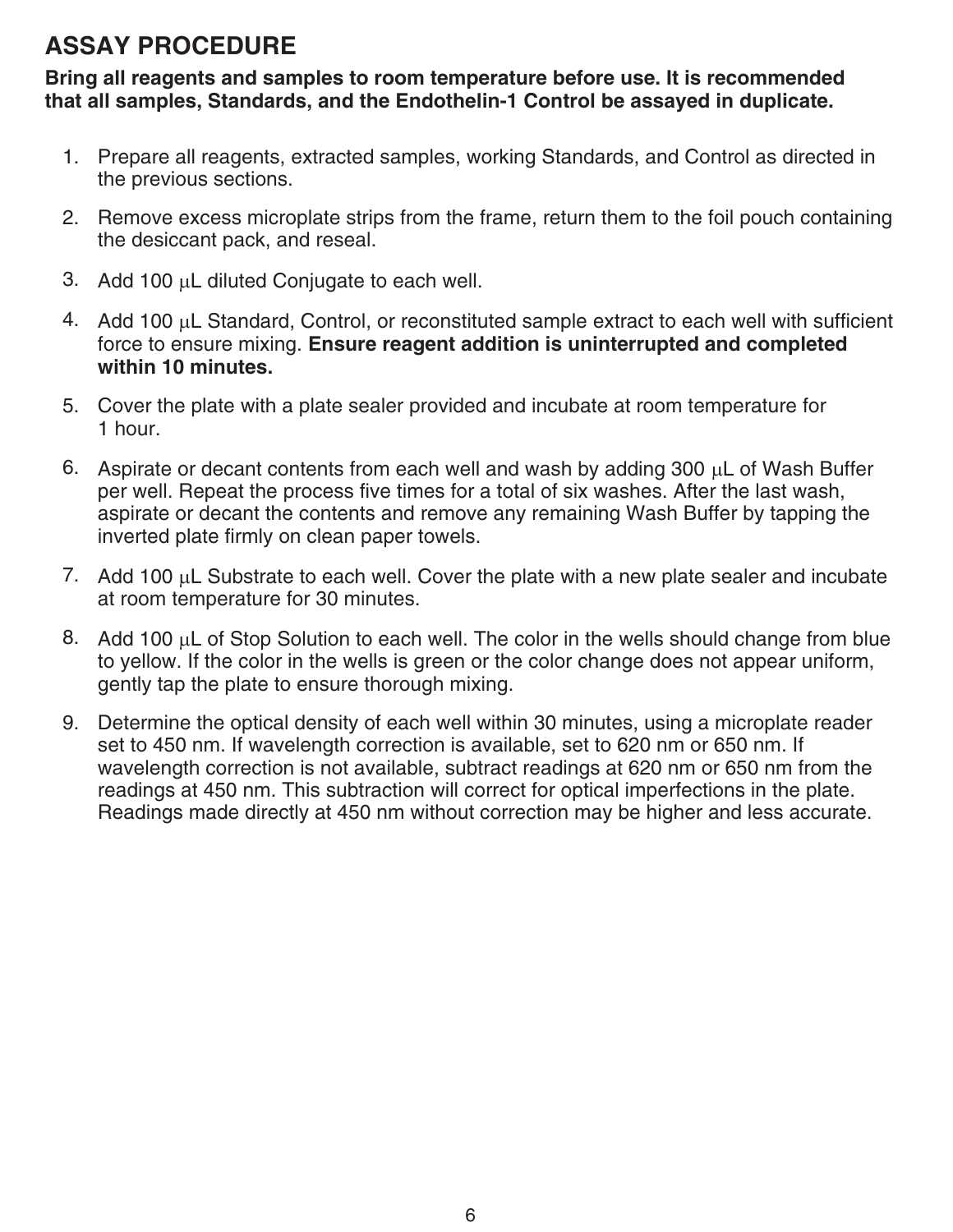## ASSAY PROCEDURE

**Bring all reagents and samples to room temperature before use. It is recommended that all samples, Standards, and the Endothelin-1 Control be assayed in duplicate.**

1. Prepare all reagents, extracted samples, working Standards, and Control as directed in the previous sections.
2. Remove excess microplate strips from the frame, return them to the foil pouch containing the desiccant pack, and reseal.
3. Add 100 µL diluted Conjugate to each well.
4. Add 100 µL Standard, Control, or reconstituted sample extract to each well with sufficient force to ensure mixing. **Ensure reagent addition is uninterrupted and completed within 10 minutes.**
5. Cover the plate with a plate sealer provided and incubate at room temperature for 1 hour.
6. Aspirate or decant contents from each well and wash by adding 300 µL of Wash Buffer per well. Repeat the process five times for a total of six washes. After the last wash, aspirate or decant the contents and remove any remaining Wash Buffer by tapping the inverted plate firmly on clean paper towels.
7. Add 100 µL Substrate to each well. Cover the plate with a new plate sealer and incubate at room temperature for 30 minutes.
8. Add 100 µL of Stop Solution to each well. The color in the wells should change from blue to yellow. If the color in the wells is green or the color change does not appear uniform, gently tap the plate to ensure thorough mixing.
9. Determine the optical density of each well within 30 minutes, using a microplate reader set to 450 nm. If wavelength correction is available, set to 620 nm or 650 nm. If wavelength correction is not available, subtract readings at 620 nm or 650 nm from the readings at 450 nm. This subtraction will correct for optical imperfections in the plate. Readings made directly at 450 nm without correction may be higher and less accurate.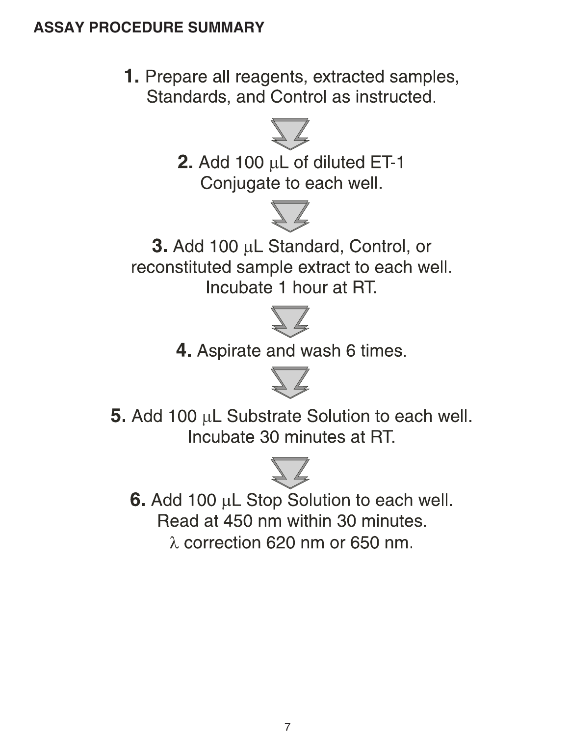## ASSAY PROCEDURE SUMMARY

1. Prepare all reagents, extracted samples, Standards, and Control as instructed.

2. Add 100 μL of diluted ET-1 Conjugate to each well.

3. Add 100 μL Standard, Control, or reconstituted sample extract to each well. Incubate 1 hour at RT.

4. Aspirate and wash 6 times.

5. Add 100 μL Substrate Solution to each well. Incubate 30 minutes at RT.

6. Add 100 μL Stop Solution to each well. Read at 450 nm within 30 minutes. λ correction 620 nm or 650 nm.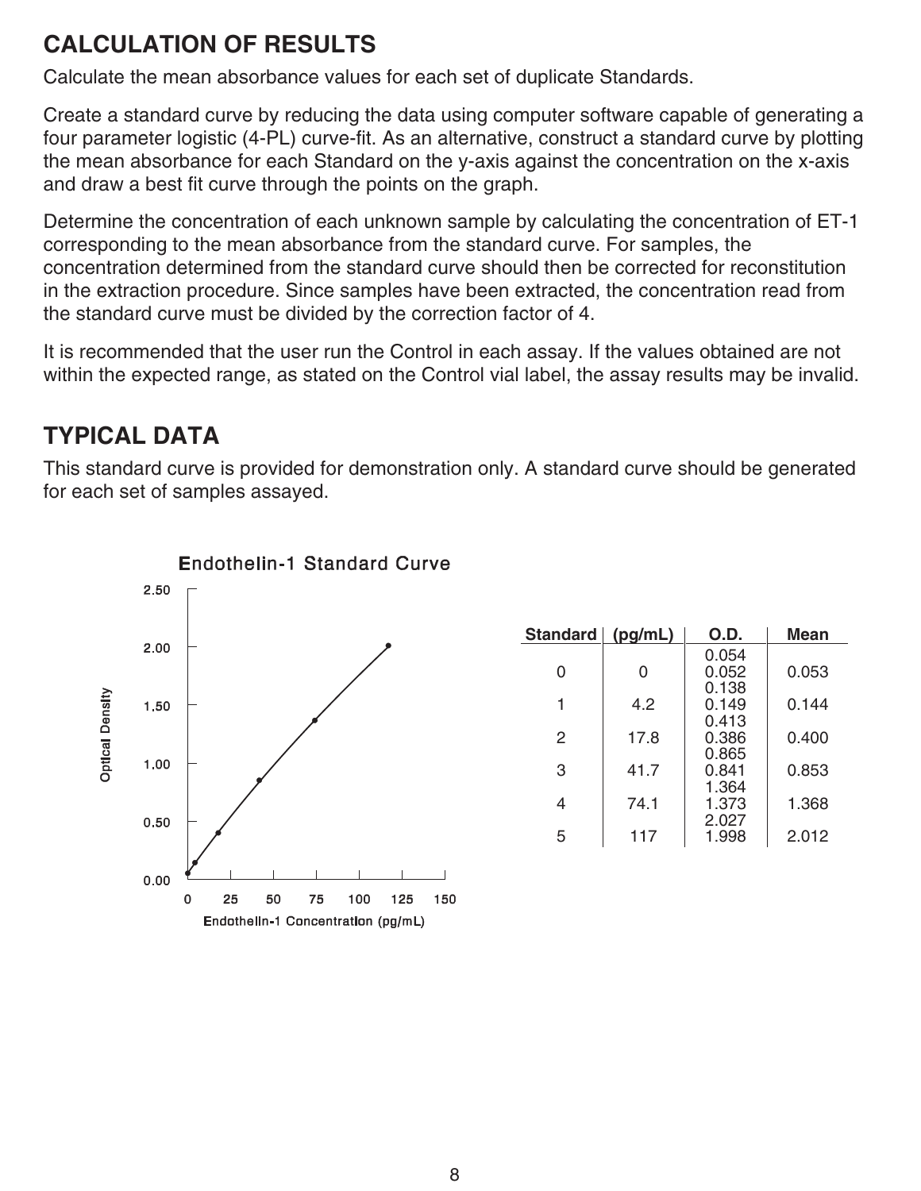## CALCULATION OF RESULTS

Calculate the mean absorbance values for each set of duplicate Standards.

Create a standard curve by reducing the data using computer software capable of generating a four parameter logistic (4-PL) curve-fit. As an alternative, construct a standard curve by plotting the mean absorbance for each Standard on the y-axis against the concentration on the x-axis and draw a best fit curve through the points on the graph.

Determine the concentration of each unknown sample by calculating the concentration of ET-1 corresponding to the mean absorbance from the standard curve. For samples, the concentration determined from the standard curve should then be corrected for reconstitution in the extraction procedure. Since samples have been extracted, the concentration read from the standard curve must be divided by the correction factor of 4.

It is recommended that the user run the Control in each assay. If the values obtained are not within the expected range, as stated on the Control vial label, the assay results may be invalid.

## TYPICAL DATA

This standard curve is provided for demonstration only. A standard curve should be generated for each set of samples assayed.

| Standard | (pg/mL) | O.D. | Mean |
|---|---|---|---|
| 0 | 0 | 0.054<br>0.052 | 0.053 |
| 1 | 4.2 | 0.138<br>0.149 | 0.144 |
| 2 | 17.8 | 0.413<br>0.386 | 0.400 |
| 3 | 41.7 | 0.865<br>0.841 | 0.853 |
| 4 | 74.1 | 1.364<br>1.373 | 1.368 |
| 5 | 117 | 2.027<br>1.998 | 2.012 |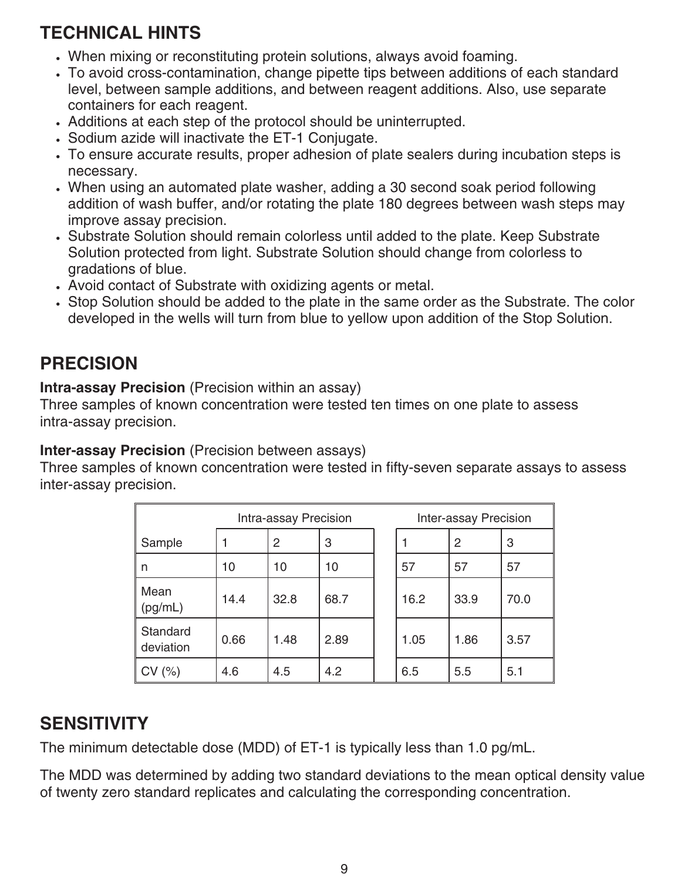## TECHNICAL HINTS

- When mixing or reconstituting protein solutions, always avoid foaming.
- To avoid cross-contamination, change pipette tips between additions of each standard level, between sample additions, and between reagent additions. Also, use separate containers for each reagent.
- Additions at each step of the protocol should be uninterrupted.
- Sodium azide will inactivate the ET-1 Conjugate.
- To ensure accurate results, proper adhesion of plate sealers during incubation steps is necessary.
- When using an automated plate washer, adding a 30 second soak period following addition of wash buffer, and/or rotating the plate 180 degrees between wash steps may improve assay precision.
- Substrate Solution should remain colorless until added to the plate. Keep Substrate Solution protected from light. Substrate Solution should change from colorless to gradations of blue.
- Avoid contact of Substrate with oxidizing agents or metal.
- Stop Solution should be added to the plate in the same order as the Substrate. The color developed in the wells will turn from blue to yellow upon addition of the Stop Solution.

## PRECISION

**Intra-assay Precision** (Precision within an assay)
Three samples of known concentration were tested ten times on one plate to assess intra-assay precision.

**Inter-assay Precision** (Precision between assays)
Three samples of known concentration were tested in fifty-seven separate assays to assess inter-assay precision.

| | Intra-assay Precision | | | Inter-assay Precision | | |
|---|---|---|---|---|---|---|
| Sample | 1 | 2 | 3 | 1 | 2 | 3 |
| n | 10 | 10 | 10 | 57 | 57 | 57 |
| Mean (pg/mL) | 14.4 | 32.8 | 68.7 | 16.2 | 33.9 | 70.0 |
| Standard deviation | 0.66 | 1.48 | 2.89 | 1.05 | 1.86 | 3.57 |
| CV (%) | 4.6 | 4.5 | 4.2 | 6.5 | 5.5 | 5.1 |

## SENSITIVITY

The minimum detectable dose (MDD) of ET-1 is typically less than 1.0 pg/mL.

The MDD was determined by adding two standard deviations to the mean optical density value of twenty zero standard replicates and calculating the corresponding concentration.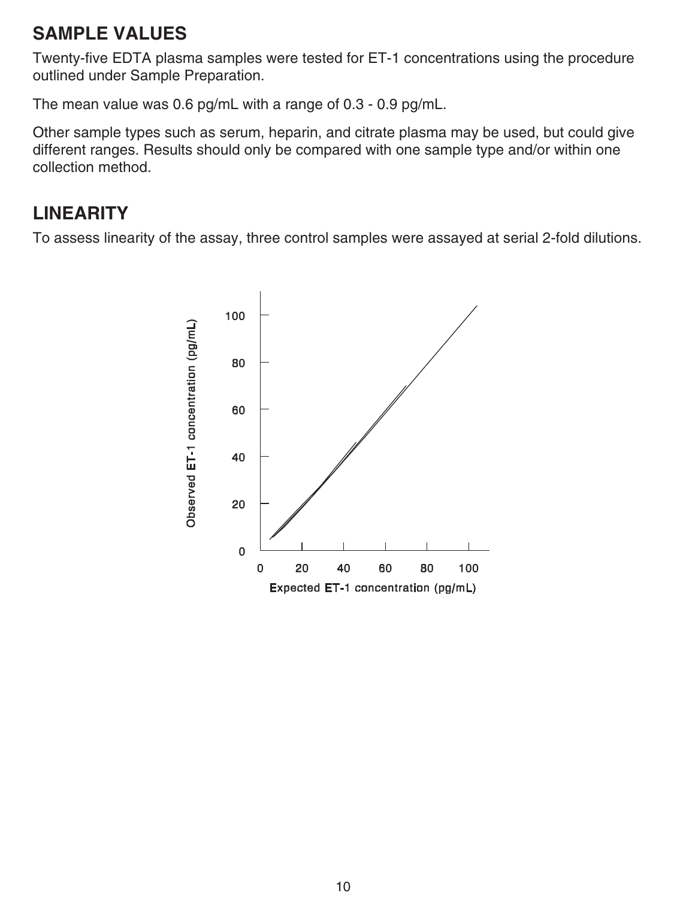## SAMPLE VALUES

Twenty-five EDTA plasma samples were tested for ET-1 concentrations using the procedure outlined under Sample Preparation.

The mean value was 0.6 pg/mL with a range of 0.3 - 0.9 pg/mL.

Other sample types such as serum, heparin, and citrate plasma may be used, but could give different ranges. Results should only be compared with one sample type and/or within one collection method.

## LINEARITY

To assess linearity of the assay, three control samples were assayed at serial 2-fold dilutions.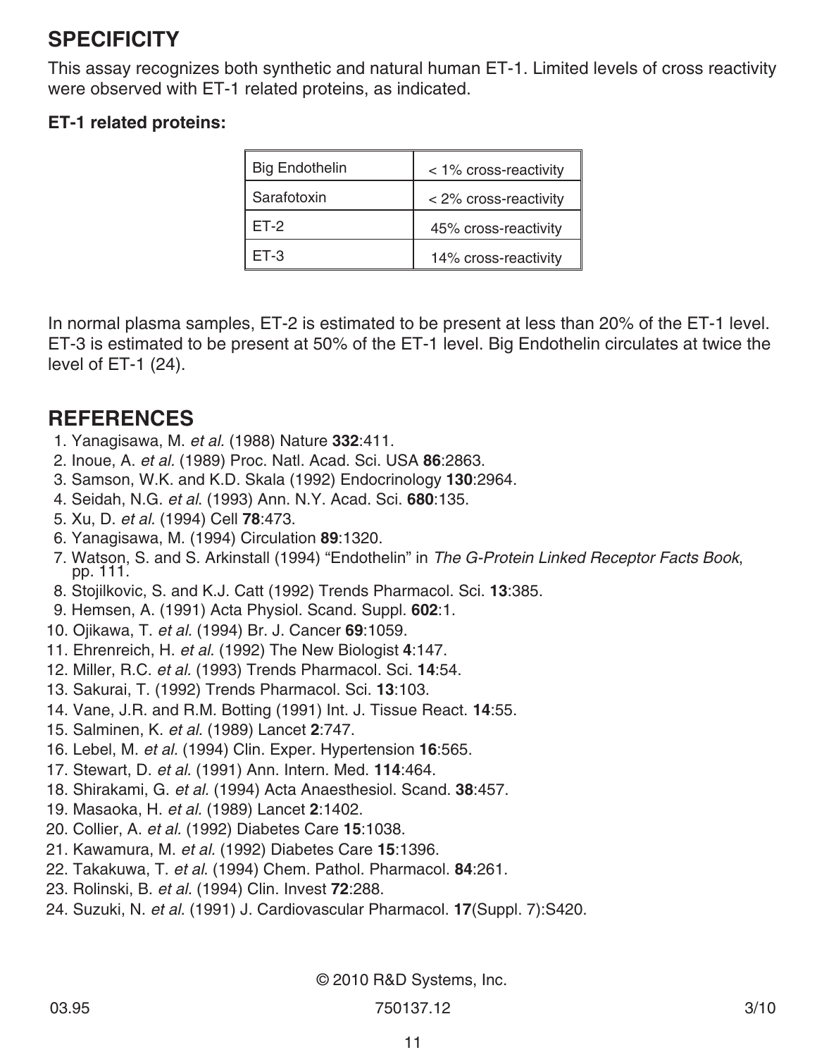## SPECIFICITY

This assay recognizes both synthetic and natural human ET-1. Limited levels of cross reactivity were observed with ET-1 related proteins, as indicated.

**ET-1 related proteins:**

| | |
|---|---|
| Big Endothelin | < 1% cross-reactivity |
| Sarafotoxin | < 2% cross-reactivity |
| ET-2 | 45% cross-reactivity |
| ET-3 | 14% cross-reactivity |

In normal plasma samples, ET-2 is estimated to be present at less than 20% of the ET-1 level. ET-3 is estimated to be present at 50% of the ET-1 level. Big Endothelin circulates at twice the level of ET-1 (24).

## REFERENCES

1. Yanagisawa, M. *et al.* (1988) Nature **332**:411.
2. Inoue, A. *et al.* (1989) Proc. Natl. Acad. Sci. USA **86**:2863.
3. Samson, W.K. and K.D. Skala (1992) Endocrinology **130**:2964.
4. Seidah, N.G. *et al.* (1993) Ann. N.Y. Acad. Sci. **680**:135.
5. Xu, D. *et al.* (1994) Cell **78**:473.
6. Yanagisawa, M. (1994) Circulation **89**:1320.
7. Watson, S. and S. Arkinstall (1994) "Endothelin" in *The G-Protein Linked Receptor Facts Book*, pp. 111.
8. Stojilkovic, S. and K.J. Catt (1992) Trends Pharmacol. Sci. **13**:385.
9. Hemsen, A. (1991) Acta Physiol. Scand. Suppl. **602**:1.
10. Ojikawa, T. *et al.* (1994) Br. J. Cancer **69**:1059.
11. Ehrenreich, H. *et al.* (1992) The New Biologist **4**:147.
12. Miller, R.C. *et al.* (1993) Trends Pharmacol. Sci. **14**:54.
13. Sakurai, T. (1992) Trends Pharmacol. Sci. **13**:103.
14. Vane, J.R. and R.M. Botting (1991) Int. J. Tissue React. **14**:55.
15. Salminen, K. *et al.* (1989) Lancet **2**:747.
16. Lebel, M. *et al.* (1994) Clin. Exper. Hypertension **16**:565.
17. Stewart, D. *et al.* (1991) Ann. Intern. Med. **114**:464.
18. Shirakami, G. *et al.* (1994) Acta Anaesthesiol. Scand. **38**:457.
19. Masaoka, H. *et al.* (1989) Lancet **2**:1402.
20. Collier, A. *et al.* (1992) Diabetes Care **15**:1038.
21. Kawamura, M. *et al.* (1992) Diabetes Care **15**:1396.
22. Takakuwa, T. *et al.* (1994) Chem. Pathol. Pharmacol. **84**:261.
23. Rolinski, B. *et al.* (1994) Clin. Invest **72**:288.
24. Suzuki, N. *et al.* (1991) J. Cardiovascular Pharmacol. **17**(Suppl. 7):S420.

© 2010 R&D Systems, Inc.

03.95 750137.12 3/10